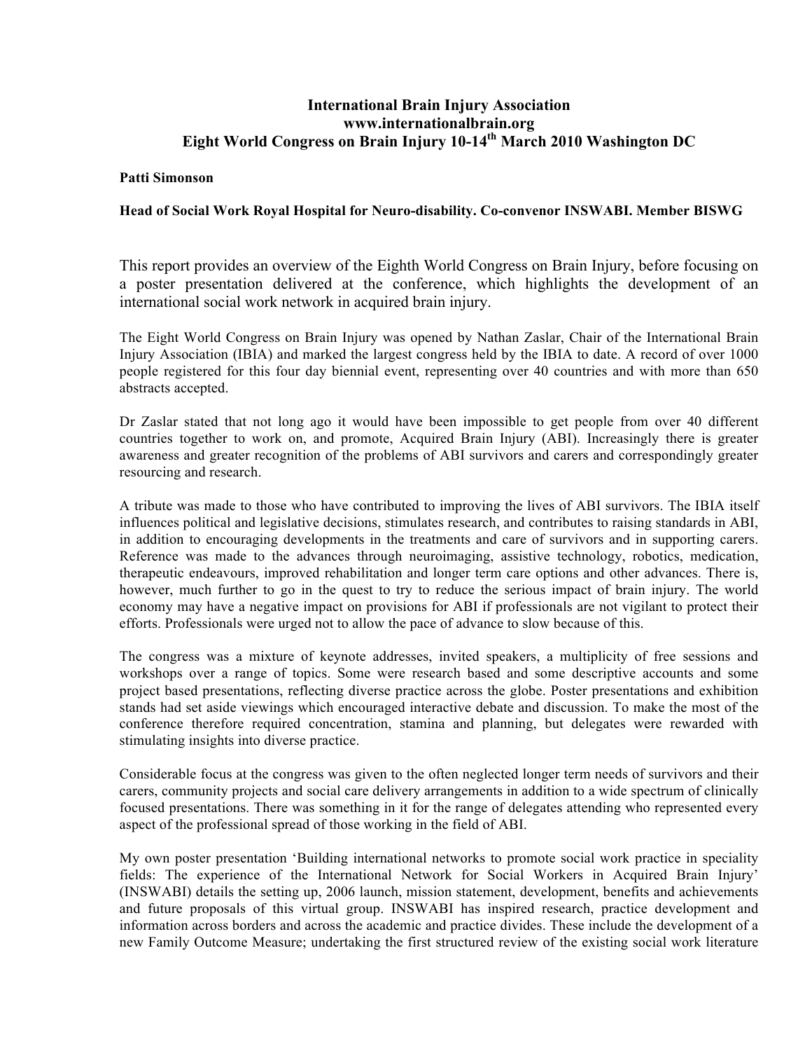# International Brain Injury Association
# www.internationalbrain.org
# Eight World Congress on Brain Injury 10-14th March 2010 Washington DC

**Patti Simonson**

**Head of Social Work Royal Hospital for Neuro-disability. Co-convenor INSWABI. Member BISWG**

This report provides an overview of the Eighth World Congress on Brain Injury, before focusing on a poster presentation delivered at the conference, which highlights the development of an international social work network in acquired brain injury.

The Eight World Congress on Brain Injury was opened by Nathan Zaslar, Chair of the International Brain Injury Association (IBIA) and marked the largest congress held by the IBIA to date. A record of over 1000 people registered for this four day biennial event, representing over 40 countries and with more than 650 abstracts accepted.

Dr Zaslar stated that not long ago it would have been impossible to get people from over 40 different countries together to work on, and promote, Acquired Brain Injury (ABI). Increasingly there is greater awareness and greater recognition of the problems of ABI survivors and carers and correspondingly greater resourcing and research.

A tribute was made to those who have contributed to improving the lives of ABI survivors. The IBIA itself influences political and legislative decisions, stimulates research, and contributes to raising standards in ABI, in addition to encouraging developments in the treatments and care of survivors and in supporting carers. Reference was made to the advances through neuroimaging, assistive technology, robotics, medication, therapeutic endeavours, improved rehabilitation and longer term care options and other advances. There is, however, much further to go in the quest to try to reduce the serious impact of brain injury. The world economy may have a negative impact on provisions for ABI if professionals are not vigilant to protect their efforts. Professionals were urged not to allow the pace of advance to slow because of this.

The congress was a mixture of keynote addresses, invited speakers, a multiplicity of free sessions and workshops over a range of topics. Some were research based and some descriptive accounts and some project based presentations, reflecting diverse practice across the globe. Poster presentations and exhibition stands had set aside viewings which encouraged interactive debate and discussion. To make the most of the conference therefore required concentration, stamina and planning, but delegates were rewarded with stimulating insights into diverse practice.

Considerable focus at the congress was given to the often neglected longer term needs of survivors and their carers, community projects and social care delivery arrangements in addition to a wide spectrum of clinically focused presentations. There was something in it for the range of delegates attending who represented every aspect of the professional spread of those working in the field of ABI.

My own poster presentation 'Building international networks to promote social work practice in speciality fields: The experience of the International Network for Social Workers in Acquired Brain Injury' (INSWABI) details the setting up, 2006 launch, mission statement, development, benefits and achievements and future proposals of this virtual group. INSWABI has inspired research, practice development and information across borders and across the academic and practice divides. These include the development of a new Family Outcome Measure; undertaking the first structured review of the existing social work literature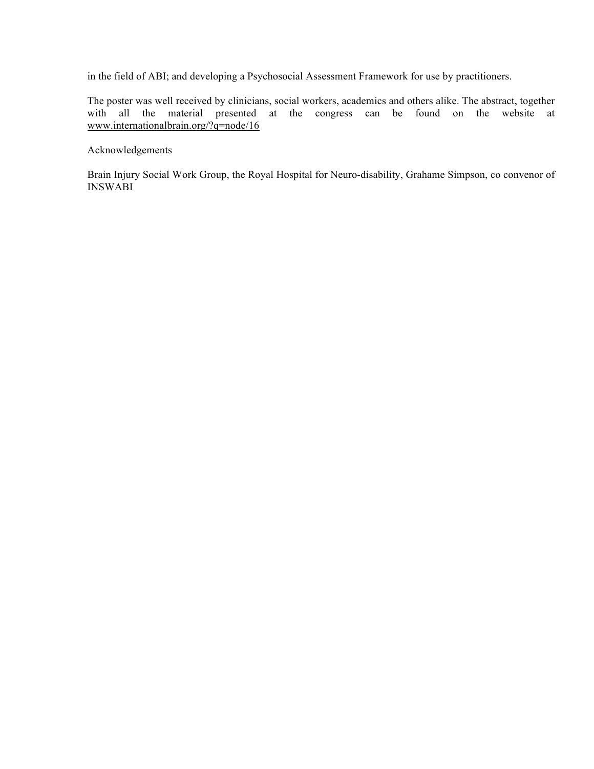in the field of ABI; and developing a Psychosocial Assessment Framework for use by practitioners.

The poster was well received by clinicians, social workers, academics and others alike. The abstract, together with all the material presented at the congress can be found on the website at www.internationalbrain.org/?q=node/16

Acknowledgements

Brain Injury Social Work Group, the Royal Hospital for Neuro-disability, Grahame Simpson, co convenor of INSWABI